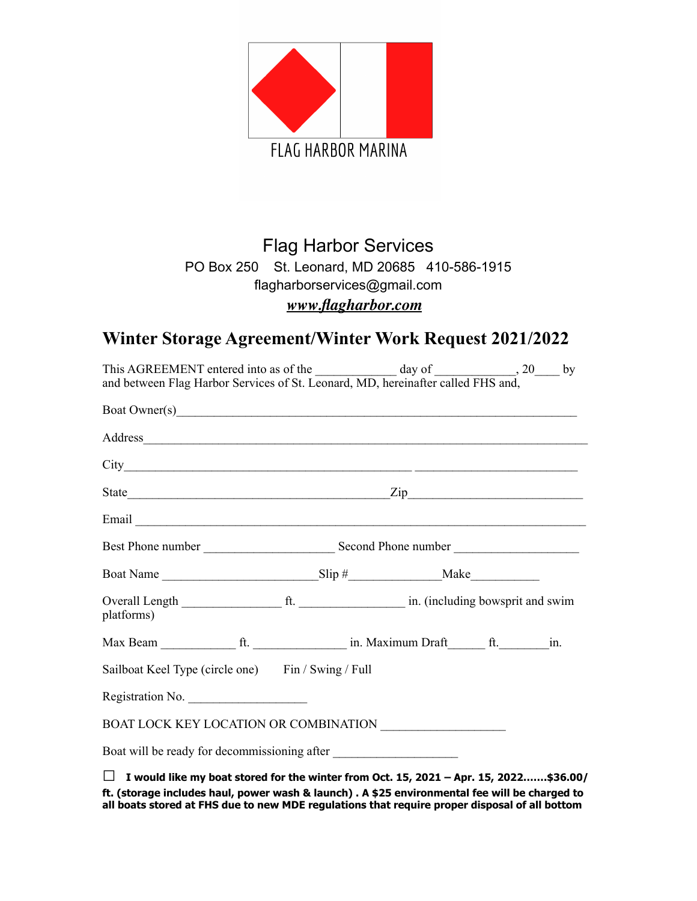FLAG HARBOR MARINA

# Flag Harbor Services

PO Box 250 St. Leonard, MD 20685 410-586-1915

flagharborservices@gmail.com

***www.flagharbor.com***

## Winter Storage Agreement/Winter Work Request 2021/2022

This AGREEMENT entered into as of the ____________ day of ____________, 20____ by and between Flag Harbor Services of St. Leonard, MD, hereinafter called FHS and,

Boat Owner(s)_____________________________________________________________

Address_____________________________________________________________________

City_____________________________________________ _________________________

State_________________________________________Zip__________________________

Email _____________________________________________________________________

Best Phone number ____________________ Second Phone number ___________________

Boat Name ________________________Slip #______________Make___________

Overall Length _______________ ft. ________________ in. (including bowsprit and swim platforms)

Max Beam ___________ ft. ______________ in. Maximum Draft______ ft.________in.

Sailboat Keel Type (circle one) Fin / Swing / Full

Registration No. __________________

BOAT LOCK KEY LOCATION OR COMBINATION ___________________

Boat will be ready for decommissioning after ___________________

☐ **I would like my boat stored for the winter from Oct. 15, 2021 – Apr. 15, 2022…….$36.00/ ft. (storage includes haul, power wash & launch) . A $25 environmental fee will be charged to all boats stored at FHS due to new MDE regulations that require proper disposal of all bottom**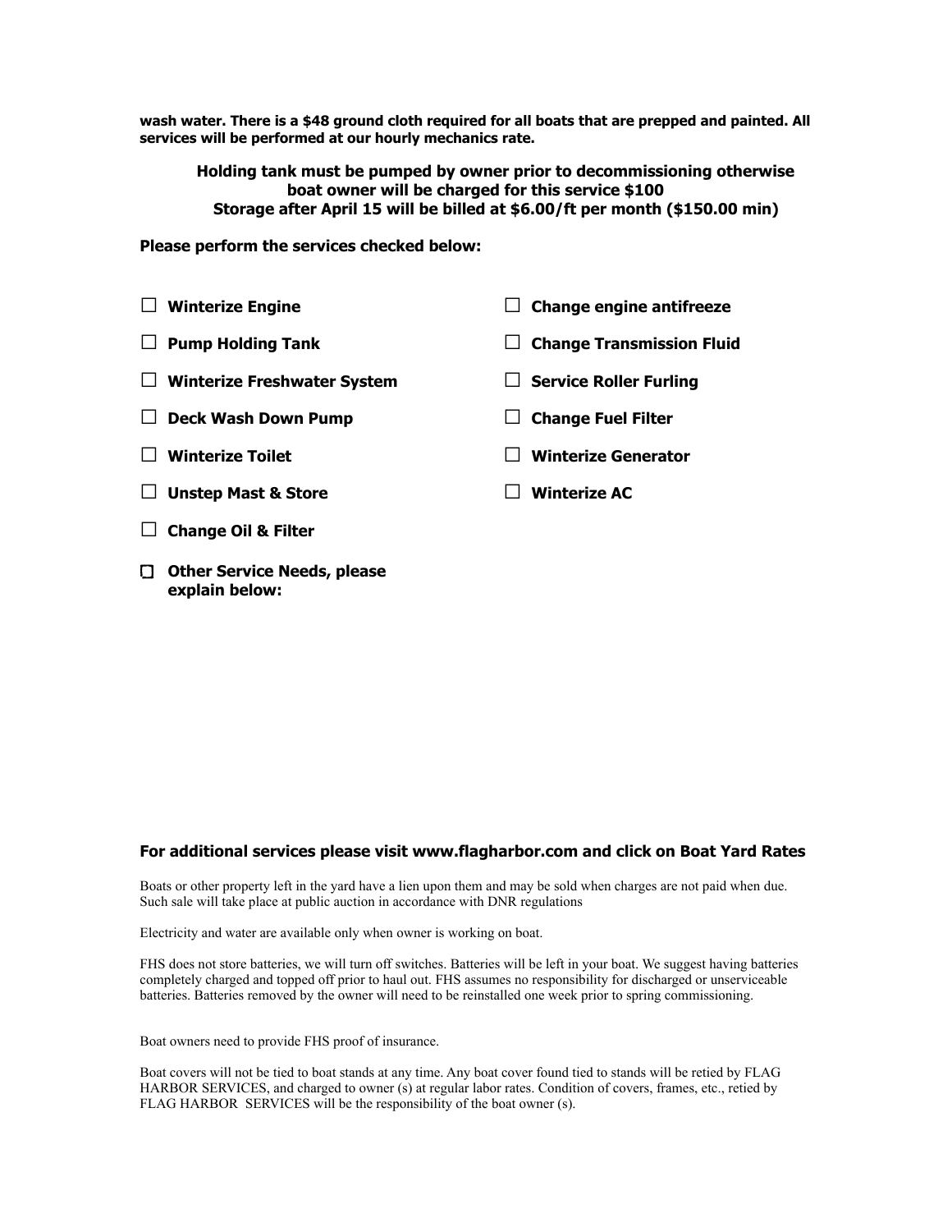**wash water. There is a $48 ground cloth required for all boats that are prepped and painted. All services will be performed at our hourly mechanics rate.**

**Holding tank must be pumped by owner prior to decommissioning otherwise boat owner will be charged for this service $100**
**Storage after April 15 will be billed at $6.00/ft per month ($150.00 min)**

**Please perform the services checked below:**

- ☐ **Winterize Engine**
- ☐ **Pump Holding Tank**
- ☐ **Winterize Freshwater System**
- ☐ **Deck Wash Down Pump**
- ☐ **Winterize Toilet**
- ☐ **Unstep Mast & Store**
- ☐ **Change Oil & Filter**
- ☐ **Change engine antifreeze**
- ☐ **Change Transmission Fluid**
- ☐ **Service Roller Furling**
- ☐ **Change Fuel Filter**
- ☐ **Winterize Generator**
- ☐ **Winterize AC**
- ☐ **Other Service Needs, please explain below:**

**For additional services please visit www.flagharbor.com and click on Boat Yard Rates**

Boats or other property left in the yard have a lien upon them and may be sold when charges are not paid when due. Such sale will take place at public auction in accordance with DNR regulations

Electricity and water are available only when owner is working on boat.

FHS does not store batteries, we will turn off switches. Batteries will be left in your boat. We suggest having batteries completely charged and topped off prior to haul out. FHS assumes no responsibility for discharged or unserviceable batteries. Batteries removed by the owner will need to be reinstalled one week prior to spring commissioning.

Boat owners need to provide FHS proof of insurance.

Boat covers will not be tied to boat stands at any time. Any boat cover found tied to stands will be retied by FLAG HARBOR SERVICES, and charged to owner (s) at regular labor rates. Condition of covers, frames, etc., retied by FLAG HARBOR SERVICES will be the responsibility of the boat owner (s).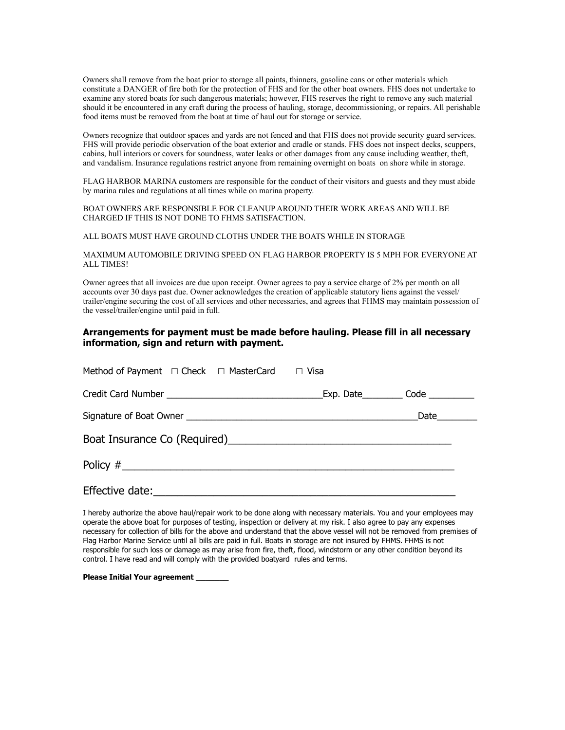Owners shall remove from the boat prior to storage all paints, thinners, gasoline cans or other materials which constitute a DANGER of fire both for the protection of FHS and for the other boat owners. FHS does not undertake to examine any stored boats for such dangerous materials; however, FHS reserves the right to remove any such material should it be encountered in any craft during the process of hauling, storage, decommissioning, or repairs. All perishable food items must be removed from the boat at time of haul out for storage or service.

Owners recognize that outdoor spaces and yards are not fenced and that FHS does not provide security guard services. FHS will provide periodic observation of the boat exterior and cradle or stands. FHS does not inspect decks, scuppers, cabins, hull interiors or covers for soundness, water leaks or other damages from any cause including weather, theft, and vandalism. Insurance regulations restrict anyone from remaining overnight on boats on shore while in storage.

FLAG HARBOR MARINA customers are responsible for the conduct of their visitors and guests and they must abide by marina rules and regulations at all times while on marina property.

BOAT OWNERS ARE RESPONSIBLE FOR CLEANUP AROUND THEIR WORK AREAS AND WILL BE CHARGED IF THIS IS NOT DONE TO FHMS SATISFACTION.

ALL BOATS MUST HAVE GROUND CLOTHS UNDER THE BOATS WHILE IN STORAGE

MAXIMUM AUTOMOBILE DRIVING SPEED ON FLAG HARBOR PROPERTY IS 5 MPH FOR EVERYONE AT ALL TIMES!

Owner agrees that all invoices are due upon receipt. Owner agrees to pay a service charge of 2% per month on all accounts over 30 days past due. Owner acknowledges the creation of applicable statutory liens against the vessel/trailer/engine securing the cost of all services and other necessaries, and agrees that FHMS may maintain possession of the vessel/trailer/engine until paid in full.

**Arrangements for payment must be made before hauling. Please fill in all necessary information, sign and return with payment.**

Method of Payment ☐ Check ☐ MasterCard ☐ Visa

Credit Card Number ______________________________ Exp. Date________ Code _________

Signature of Boat Owner ____________________________________________ Date________

Boat Insurance Co (Required)____________________________________

Policy #______________________________________________________

Effective date:_________________________________________________

I hereby authorize the above haul/repair work to be done along with necessary materials. You and your employees may operate the above boat for purposes of testing, inspection or delivery at my risk. I also agree to pay any expenses necessary for collection of bills for the above and understand that the above vessel will not be removed from premises of Flag Harbor Marine Service until all bills are paid in full. Boats in storage are not insured by FHMS. FHMS is not responsible for such loss or damage as may arise from fire, theft, flood, windstorm or any other condition beyond its control. I have read and will comply with the provided boatyard rules and terms.

**Please Initial Your agreement _______**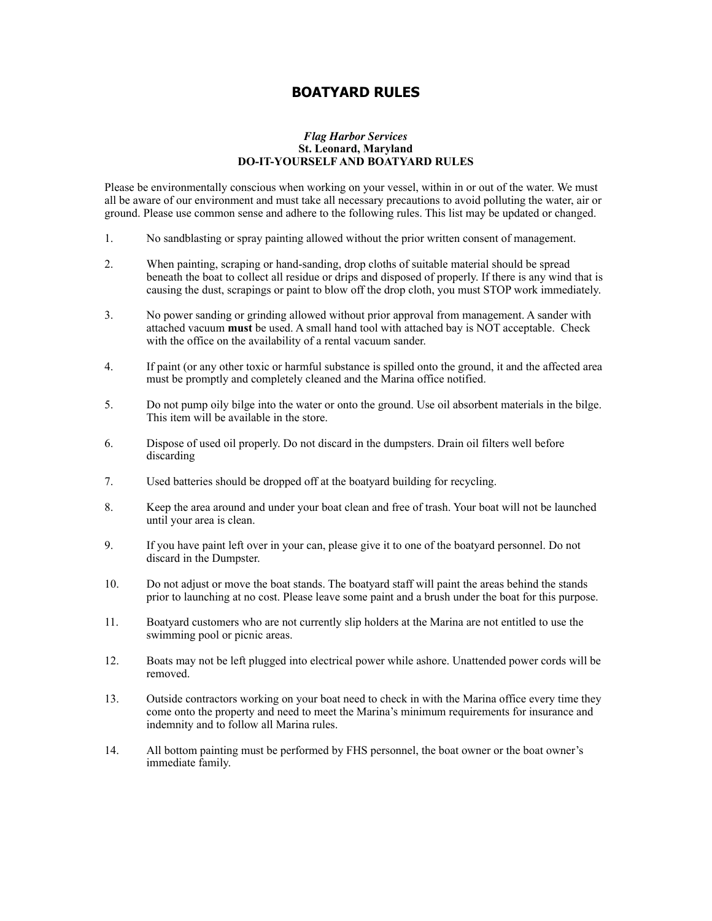# BOATYARD RULES

***Flag Harbor Services***
**St. Leonard, Maryland**
**DO-IT-YOURSELF AND BOATYARD RULES**

Please be environmentally conscious when working on your vessel, within in or out of the water. We must all be aware of our environment and must take all necessary precautions to avoid polluting the water, air or ground. Please use common sense and adhere to the following rules. This list may be updated or changed.

1. No sandblasting or spray painting allowed without the prior written consent of management.

2. When painting, scraping or hand-sanding, drop cloths of suitable material should be spread beneath the boat to collect all residue or drips and disposed of properly. If there is any wind that is causing the dust, scrapings or paint to blow off the drop cloth, you must STOP work immediately.

3. No power sanding or grinding allowed without prior approval from management. A sander with attached vacuum **must** be used. A small hand tool with attached bay is NOT acceptable. Check with the office on the availability of a rental vacuum sander.

4. If paint (or any other toxic or harmful substance is spilled onto the ground, it and the affected area must be promptly and completely cleaned and the Marina office notified.

5. Do not pump oily bilge into the water or onto the ground. Use oil absorbent materials in the bilge. This item will be available in the store.

6. Dispose of used oil properly. Do not discard in the dumpsters. Drain oil filters well before discarding

7. Used batteries should be dropped off at the boatyard building for recycling.

8. Keep the area around and under your boat clean and free of trash. Your boat will not be launched until your area is clean.

9. If you have paint left over in your can, please give it to one of the boatyard personnel. Do not discard in the Dumpster.

10. Do not adjust or move the boat stands. The boatyard staff will paint the areas behind the stands prior to launching at no cost. Please leave some paint and a brush under the boat for this purpose.

11. Boatyard customers who are not currently slip holders at the Marina are not entitled to use the swimming pool or picnic areas.

12. Boats may not be left plugged into electrical power while ashore. Unattended power cords will be removed.

13. Outside contractors working on your boat need to check in with the Marina office every time they come onto the property and need to meet the Marina's minimum requirements for insurance and indemnity and to follow all Marina rules.

14. All bottom painting must be performed by FHS personnel, the boat owner or the boat owner's immediate family.